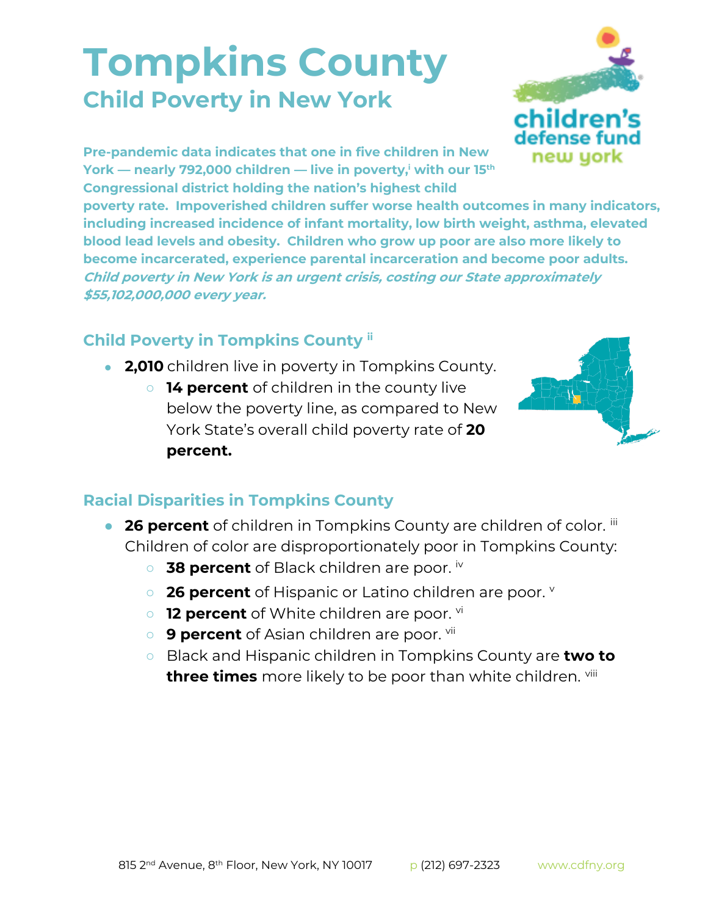# Tompkins County

## Child Poverty in New York

**Pre-pandemic data indicates that one in five children in New York — nearly 792,000 children — live in poverty,[i] with our 15th Congressional district holding the nation's highest child poverty rate. Impoverished children suffer worse health outcomes in many indicators, including increased incidence of infant mortality, low birth weight, asthma, elevated blood lead levels and obesity. Children who grow up poor are also more likely to become incarcerated, experience parental incarceration and become poor adults.** ***Child poverty in New York is an urgent crisis, costing our State approximately $55,102,000,000 every year.***

### Child Poverty in Tompkins County [ii]

- **2,010** children live in poverty in Tompkins County.
  - **14 percent** of children in the county live below the poverty line, as compared to New York State's overall child poverty rate of **20 percent.**

### Racial Disparities in Tompkins County

- **26 percent** of children in Tompkins County are children of color. [iii] Children of color are disproportionately poor in Tompkins County:
  - **38 percent** of Black children are poor. [iv]
  - **26 percent** of Hispanic or Latino children are poor. [v]
  - **12 percent** of White children are poor. [vi]
  - **9 percent** of Asian children are poor. [vii]
  - Black and Hispanic children in Tompkins County are **two to three times** more likely to be poor than white children. [viii]

815 2nd Avenue, 8th Floor, New York, NY 10017 p (212) 697-2323 www.cdfny.org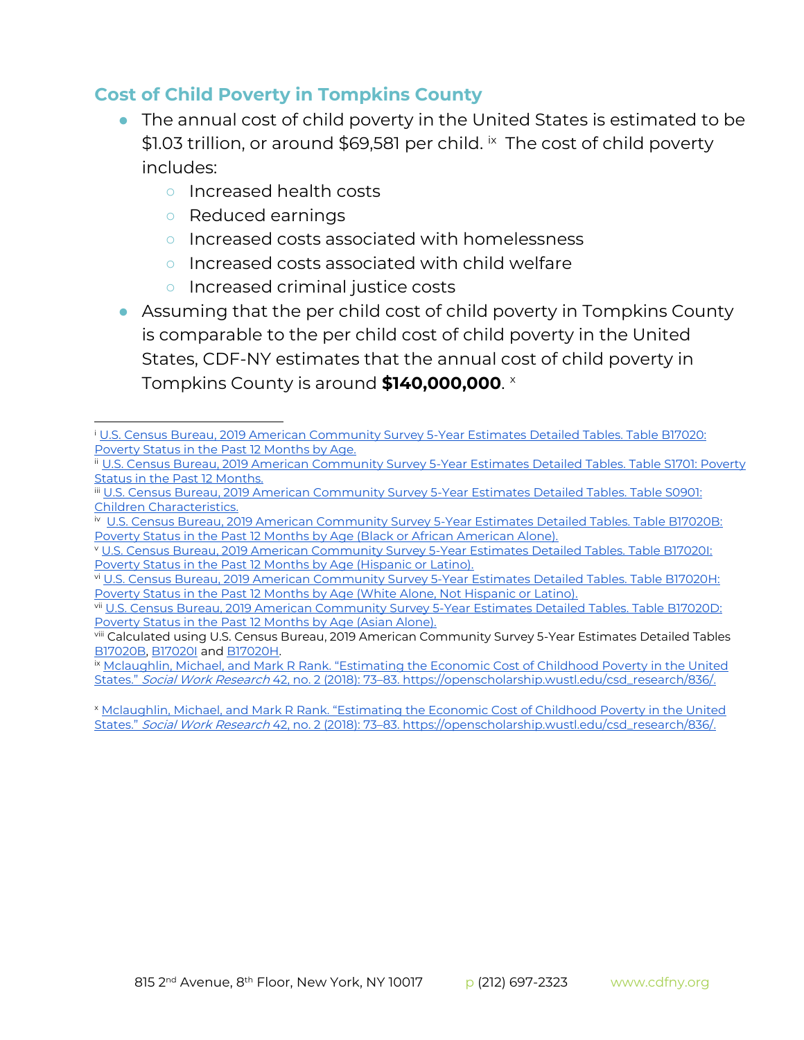## Cost of Child Poverty in Tompkins County

- The annual cost of child poverty in the United States is estimated to be $1.03 trillion, or around $69,581 per child. [ix] The cost of child poverty includes:
  - Increased health costs
  - Reduced earnings
  - Increased costs associated with homelessness
  - Increased costs associated with child welfare
  - Increased criminal justice costs
- Assuming that the per child cost of child poverty in Tompkins County is comparable to the per child cost of child poverty in the United States, CDF-NY estimates that the annual cost of child poverty in Tompkins County is around **$140,000,000**. [x]

---

[i] U.S. Census Bureau, 2019 American Community Survey 5-Year Estimates Detailed Tables. Table B17020: Poverty Status in the Past 12 Months by Age.

[ii] U.S. Census Bureau, 2019 American Community Survey 5-Year Estimates Detailed Tables. Table S1701: Poverty Status in the Past 12 Months.

[iii] U.S. Census Bureau, 2019 American Community Survey 5-Year Estimates Detailed Tables. Table S0901: Children Characteristics.

[iv] U.S. Census Bureau, 2019 American Community Survey 5-Year Estimates Detailed Tables. Table B17020B: Poverty Status in the Past 12 Months by Age (Black or African American Alone).

[v] U.S. Census Bureau, 2019 American Community Survey 5-Year Estimates Detailed Tables. Table B17020I: Poverty Status in the Past 12 Months by Age (Hispanic or Latino).

[vi] U.S. Census Bureau, 2019 American Community Survey 5-Year Estimates Detailed Tables. Table B17020H: Poverty Status in the Past 12 Months by Age (White Alone, Not Hispanic or Latino).

[vii] U.S. Census Bureau, 2019 American Community Survey 5-Year Estimates Detailed Tables. Table B17020D: Poverty Status in the Past 12 Months by Age (Asian Alone).

[viii] Calculated using U.S. Census Bureau, 2019 American Community Survey 5-Year Estimates Detailed Tables B17020B, B17020I and B17020H.

[ix] Mclaughlin, Michael, and Mark R Rank. "Estimating the Economic Cost of Childhood Poverty in the United States." *Social Work Research* 42, no. 2 (2018): 73–83. https://openscholarship.wustl.edu/csd_research/836/.

[x] Mclaughlin, Michael, and Mark R Rank. "Estimating the Economic Cost of Childhood Poverty in the United States." *Social Work Research* 42, no. 2 (2018): 73–83. https://openscholarship.wustl.edu/csd_research/836/.

815 2nd Avenue, 8th Floor, New York, NY 10017 p (212) 697-2323 www.cdfny.org